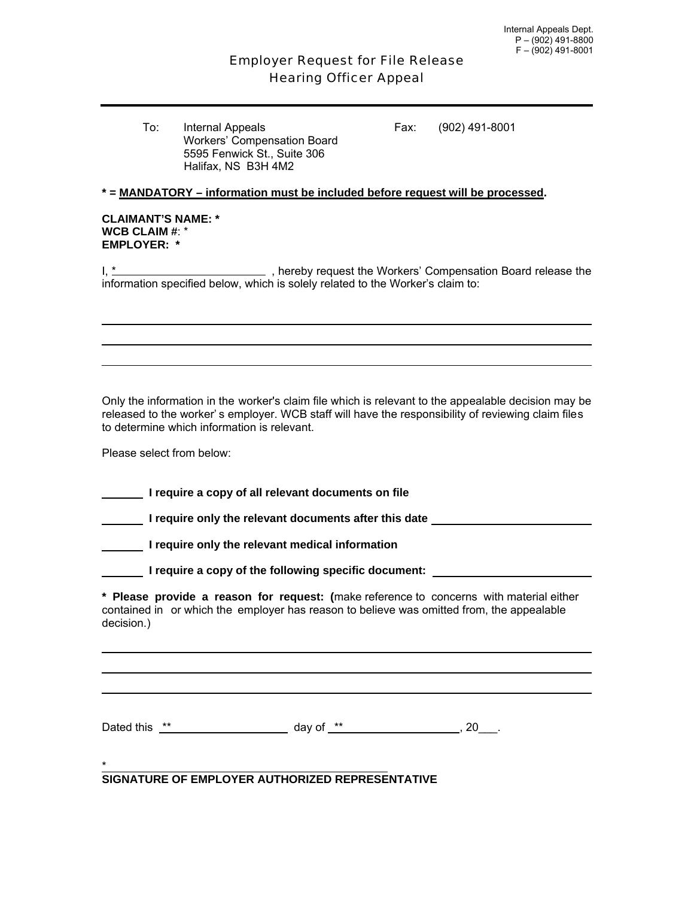Internal Appeals Dept.
P – (902) 491-8800
F – (902) 491-8001

# Employer Request for File Release
## Hearing Officer Appeal

To: Internal Appeals
Workers' Compensation Board
5595 Fenwick St., Suite 306
Halifax, NS B3H 4M2

Fax: (902) 491-8001

**\* = MANDATORY – information must be included before request will be processed.**

**CLAIMANT'S NAME: \***
**WCB CLAIM #**: \*
**EMPLOYER: \***

I, \*________________________ , hereby request the Workers' Compensation Board release the information specified below, which is solely related to the Worker's claim to:

______________________________________________________________________________

______________________________________________________________________________

______________________________________________________________________________

Only the information in the worker's claim file which is relevant to the appealable decision may be released to the worker's employer. WCB staff will have the responsibility of reviewing claim files to determine which information is relevant.

Please select from below:

_______ **I require a copy of all relevant documents on file**

_______ **I require only the relevant documents after this date** ________________________

_______ **I require only the relevant medical information**

_______ **I require a copy of the following specific document:** ________________________

**\* Please provide a reason for request: (**make reference to concerns with material either contained in or which the employer has reason to believe was omitted from, the appealable decision.)

______________________________________________________________________________

______________________________________________________________________________

______________________________________________________________________________

Dated this \*\*____________________ day of \*\*____________________, 20___.

\*______________________________________________
**SIGNATURE OF EMPLOYER AUTHORIZED REPRESENTATIVE**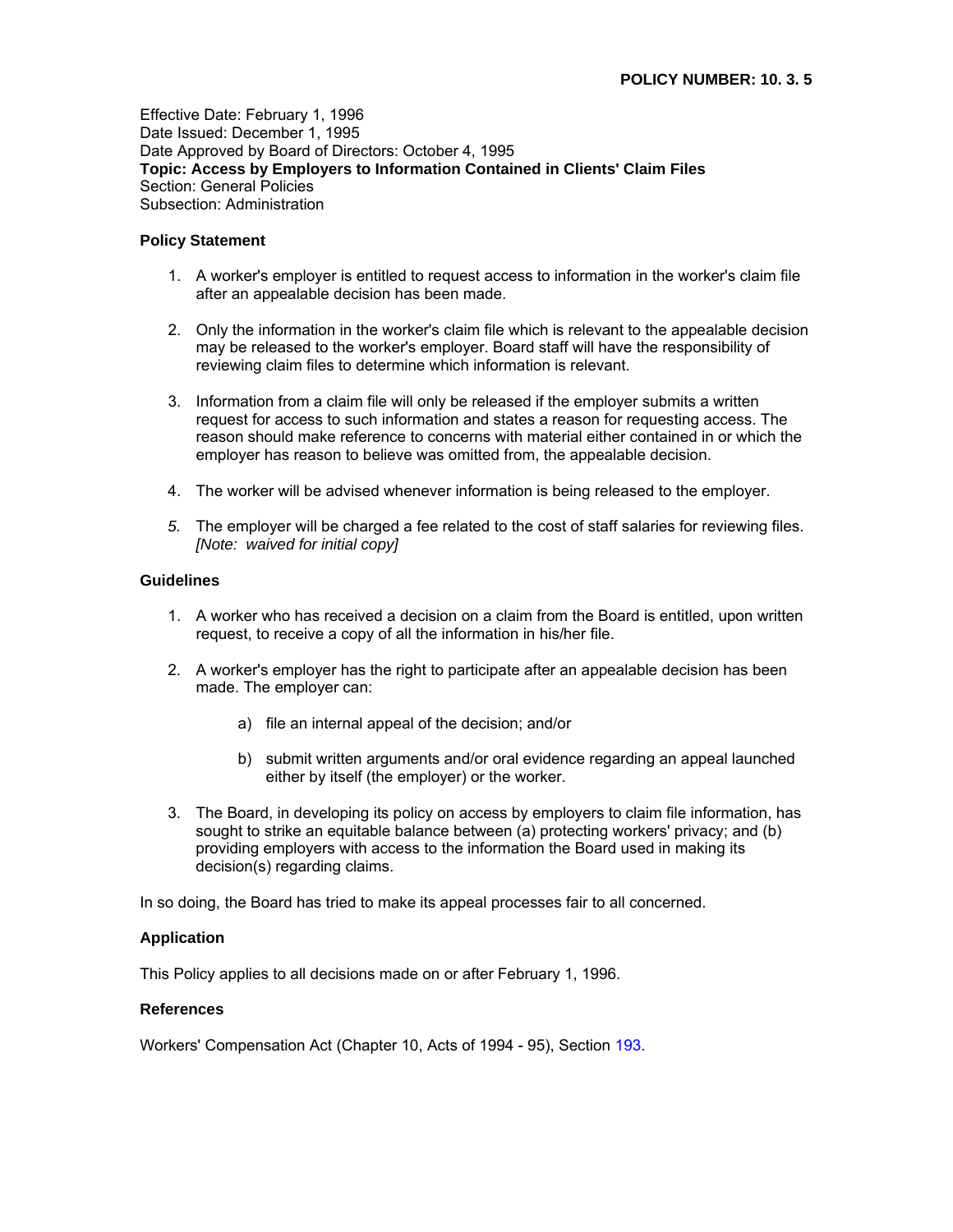**POLICY NUMBER: 10. 3. 5**

Effective Date: February 1, 1996
Date Issued: December 1, 1995
Date Approved by Board of Directors: October 4, 1995
**Topic: Access by Employers to Information Contained in Clients' Claim Files**
Section: General Policies
Subsection: Administration

### Policy Statement

1. A worker's employer is entitled to request access to information in the worker's claim file after an appealable decision has been made.

2. Only the information in the worker's claim file which is relevant to the appealable decision may be released to the worker's employer. Board staff will have the responsibility of reviewing claim files to determine which information is relevant.

3. Information from a claim file will only be released if the employer submits a written request for access to such information and states a reason for requesting access. The reason should make reference to concerns with material either contained in or which the employer has reason to believe was omitted from, the appealable decision.

4. The worker will be advised whenever information is being released to the employer.

5. The employer will be charged a fee related to the cost of staff salaries for reviewing files. *[Note: waived for initial copy]*

### Guidelines

1. A worker who has received a decision on a claim from the Board is entitled, upon written request, to receive a copy of all the information in his/her file.

2. A worker's employer has the right to participate after an appealable decision has been made. The employer can:

   a) file an internal appeal of the decision; and/or

   b) submit written arguments and/or oral evidence regarding an appeal launched either by itself (the employer) or the worker.

3. The Board, in developing its policy on access by employers to claim file information, has sought to strike an equitable balance between (a) protecting workers' privacy; and (b) providing employers with access to the information the Board used in making its decision(s) regarding claims.

In so doing, the Board has tried to make its appeal processes fair to all concerned.

### Application

This Policy applies to all decisions made on or after February 1, 1996.

### References

Workers' Compensation Act (Chapter 10, Acts of 1994 - 95), Section 193.